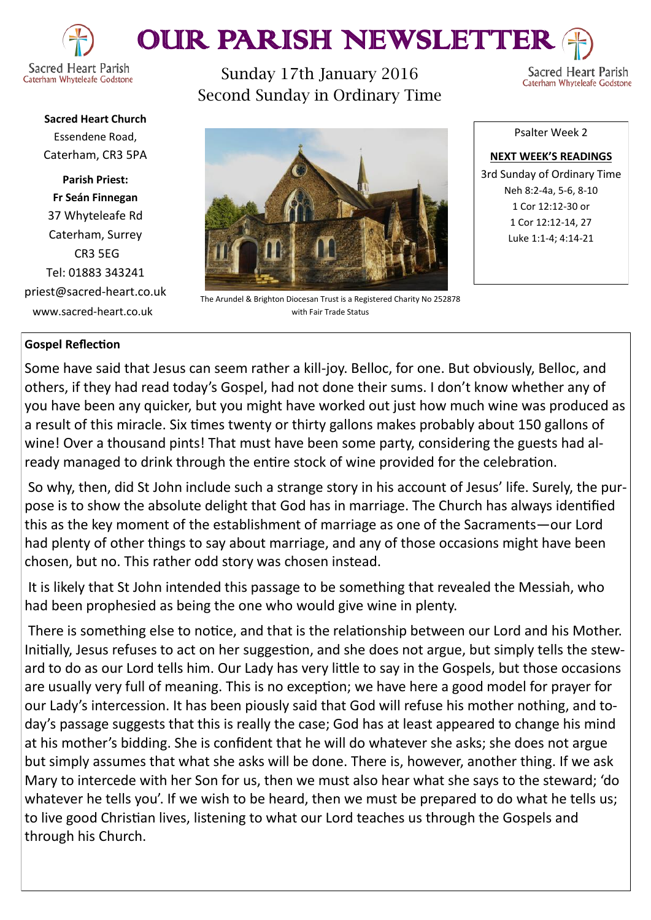# OUR PARISH NEWSLETTER

Sacred Heart Parish
Caterham Whyteleafe Godstone

Sunday 17th January 2016
Second Sunday in Ordinary Time

**Sacred Heart Church**
Essendene Road,
Caterham, CR3 5PA

**Parish Priest:**
**Fr Seán Finnegan**
37 Whyteleafe Rd
Caterham, Surrey
CR3 5EG
Tel: 01883 343241
priest@sacred-heart.co.uk
www.sacred-heart.co.uk

The Arundel & Brighton Diocesan Trust is a Registered Charity No 252878 with Fair Trade Status

Psalter Week 2

**NEXT WEEK'S READINGS**

3rd Sunday of Ordinary Time
Neh 8:2-4a, 5-6, 8-10
1 Cor 12:12-30 or
1 Cor 12:12-14, 27
Luke 1:1-4; 4:14-21

## Gospel Reflection

Some have said that Jesus can seem rather a kill-joy. Belloc, for one. But obviously, Belloc, and others, if they had read today's Gospel, had not done their sums. I don't know whether any of you have been any quicker, but you might have worked out just how much wine was produced as a result of this miracle. Six times twenty or thirty gallons makes probably about 150 gallons of wine! Over a thousand pints! That must have been some party, considering the guests had already managed to drink through the entire stock of wine provided for the celebration.

So why, then, did St John include such a strange story in his account of Jesus' life. Surely, the purpose is to show the absolute delight that God has in marriage. The Church has always identified this as the key moment of the establishment of marriage as one of the Sacraments—our Lord had plenty of other things to say about marriage, and any of those occasions might have been chosen, but no. This rather odd story was chosen instead.

It is likely that St John intended this passage to be something that revealed the Messiah, who had been prophesied as being the one who would give wine in plenty.

There is something else to notice, and that is the relationship between our Lord and his Mother. Initially, Jesus refuses to act on her suggestion, and she does not argue, but simply tells the steward to do as our Lord tells him. Our Lady has very little to say in the Gospels, but those occasions are usually very full of meaning. This is no exception; we have here a good model for prayer for our Lady's intercession. It has been piously said that God will refuse his mother nothing, and today's passage suggests that this is really the case; God has at least appeared to change his mind at his mother's bidding. She is confident that he will do whatever she asks; she does not argue but simply assumes that what she asks will be done. There is, however, another thing. If we ask Mary to intercede with her Son for us, then we must also hear what she says to the steward; 'do whatever he tells you'. If we wish to be heard, then we must be prepared to do what he tells us; to live good Christian lives, listening to what our Lord teaches us through the Gospels and through his Church.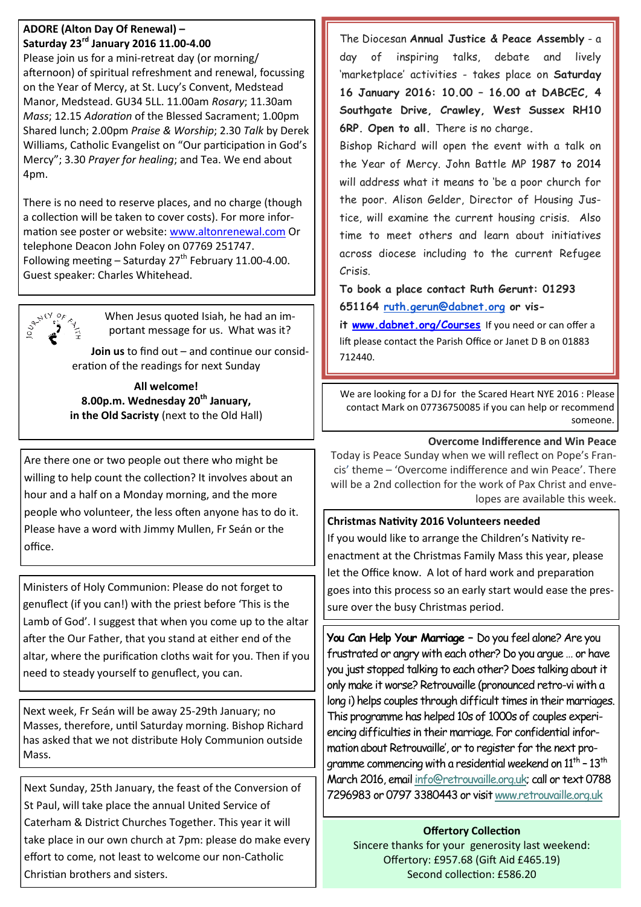**ADORE (Alton Day Of Renewal) – Saturday 23rd January 2016 11.00-4.00**

Please join us for a mini-retreat day (or morning/afternoon) of spiritual refreshment and renewal, focussing on the Year of Mercy, at St. Lucy's Convent, Medstead Manor, Medstead. GU34 5LL. 11.00am *Rosary*; 11.30am *Mass*; 12.15 *Adoration* of the Blessed Sacrament; 1.00pm Shared lunch; 2.00pm *Praise & Worship*; 2.30 *Talk* by Derek Williams, Catholic Evangelist on "Our participation in God's Mercy"; 3.30 *Prayer for healing*; and Tea. We end about 4pm.

There is no need to reserve places, and no charge (though a collection will be taken to cover costs). For more information see poster or website: www.altonrenewal.com Or telephone Deacon John Foley on 07769 251747. Following meeting – Saturday 27th February 11.00-4.00. Guest speaker: Charles Whitehead.

When Jesus quoted Isiah, he had an important message for us. What was it?

**Join us** to find out – and continue our consideration of the readings for next Sunday

**All welcome!**
**8.00p.m. Wednesday 20th January,**
**in the Old Sacristy** (next to the Old Hall)

Are there one or two people out there who might be willing to help count the collection? It involves about an hour and a half on a Monday morning, and the more people who volunteer, the less often anyone has to do it. Please have a word with Jimmy Mullen, Fr Seán or the office.

Ministers of Holy Communion: Please do not forget to genuflect (if you can!) with the priest before 'This is the Lamb of God'. I suggest that when you come up to the altar after the Our Father, that you stand at either end of the altar, where the purification cloths wait for you. Then if you need to steady yourself to genuflect, you can.

Next week, Fr Seán will be away 25-29th January; no Masses, therefore, until Saturday morning. Bishop Richard has asked that we not distribute Holy Communion outside Mass.

Next Sunday, 25th January, the feast of the Conversion of St Paul, will take place the annual United Service of Caterham & District Churches Together. This year it will take place in our own church at 7pm: please do make every effort to come, not least to welcome our non-Catholic Christian brothers and sisters.

The Diocesan **Annual Justice & Peace Assembly** - a day of inspiring talks, debate and lively 'marketplace' activities - takes place on **Saturday 16 January 2016: 10.00 – 16.00 at DABCEC, 4 Southgate Drive, Crawley, West Sussex RH10 6RP. Open to all.** There is no charge.

Bishop Richard will open the event with a talk on the Year of Mercy. John Battle MP 1987 to 2014 will address what it means to 'be a poor church for the poor. Alison Gelder, Director of Housing Justice, will examine the current housing crisis. Also time to meet others and learn about initiatives across diocese including to the current Refugee Crisis.

**To book a place contact Ruth Gerunt: 01293 651164 ruth.gerun@dabnet.org or visit www.dabnet.org/Courses** If you need or can offer a lift please contact the Parish Office or Janet D B on 01883 712440.

We are looking for a DJ for the Scared Heart NYE 2016 : Please contact Mark on 07736750085 if you can help or recommend someone.

**Overcome Indifference and Win Peace**

Today is Peace Sunday when we will reflect on Pope's Francis' theme – 'Overcome indifference and win Peace'. There will be a 2nd collection for the work of Pax Christ and envelopes are available this week.

**Christmas Nativity 2016 Volunteers needed**

If you would like to arrange the Children's Nativity re-enactment at the Christmas Family Mass this year, please let the Office know. A lot of hard work and preparation goes into this process so an early start would ease the pressure over the busy Christmas period.

**You Can Help Your Marriage** – Do you feel alone? Are you frustrated or angry with each other? Do you argue … or have you just stopped talking to each other? Does talking about it only make it worse? Retrouvaille (pronounced retro-vi with a long i) helps couples through difficult times in their marriages. This programme has helped 10s of 1000s of couples experiencing difficulties in their marriage. For confidential information about Retrouvaille', or to register for the next programme commencing with a residential weekend on 11th – 13th March 2016, email info@retrouvaille.org.uk; call or text 0788 7296983 or 0797 3380443 or visit www.retrouvaille.org.uk

**Offertory Collection**

Sincere thanks for your generosity last weekend:
Offertory: £957.68 (Gift Aid £465.19)
Second collection: £586.20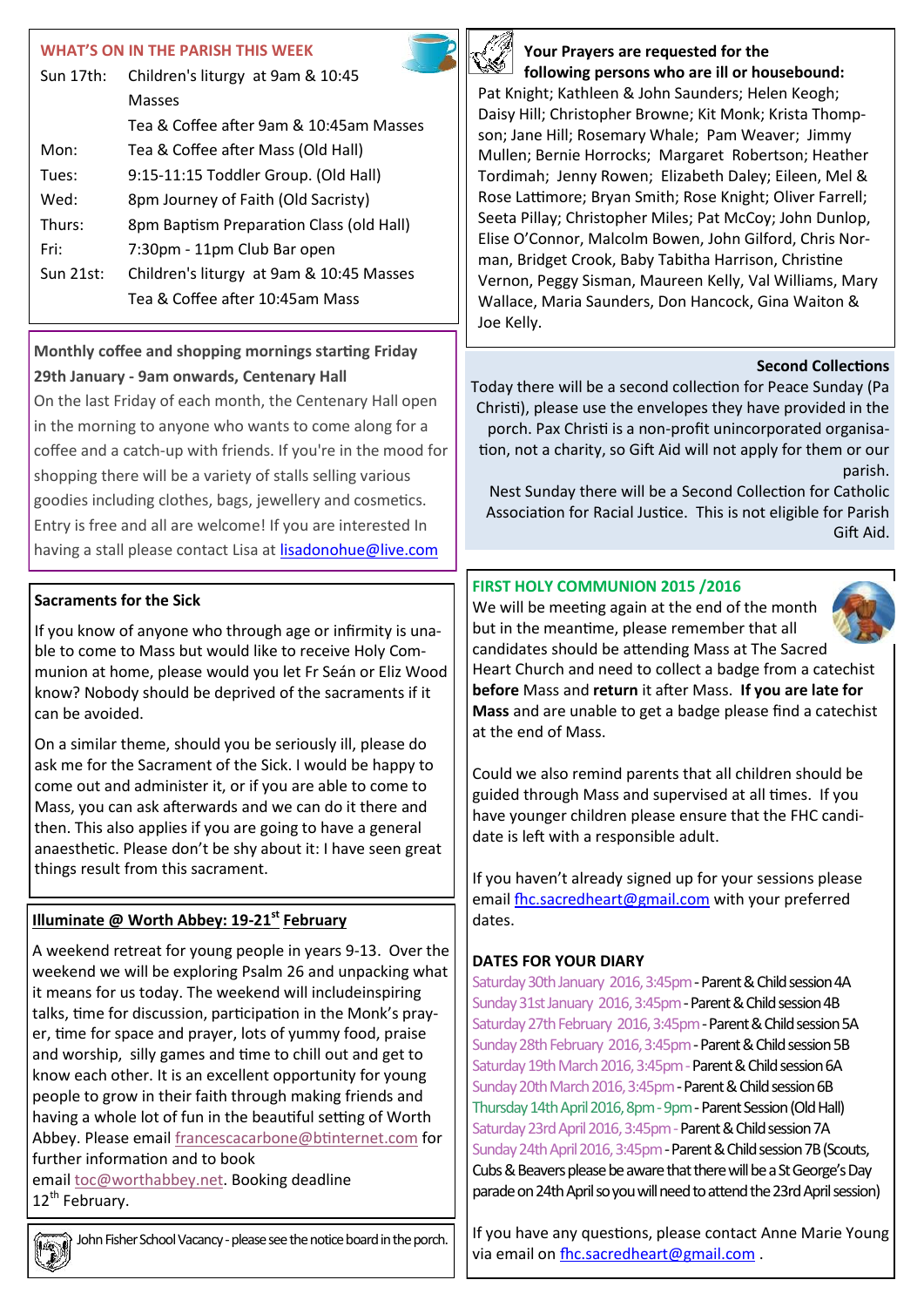## WHAT'S ON IN THE PARISH THIS WEEK

| | |
|---|---|
| Sun 17th: | Children's liturgy at 9am & 10:45 Masses |
| | Tea & Coffee after 9am & 10:45am Masses |
| Mon: | Tea & Coffee after Mass (Old Hall) |
| Tues: | 9:15-11:15 Toddler Group. (Old Hall) |
| Wed: | 8pm Journey of Faith (Old Sacristy) |
| Thurs: | 8pm Baptism Preparation Class (old Hall) |
| Fri: | 7:30pm - 11pm Club Bar open |
| Sun 21st: | Children's liturgy at 9am & 10:45 Masses |
| | Tea & Coffee after 10:45am Mass |

**Monthly coffee and shopping mornings starting Friday 29th January - 9am onwards, Centenary Hall**

On the last Friday of each month, the Centenary Hall open in the morning to anyone who wants to come along for a coffee and a catch-up with friends. If you're in the mood for shopping there will be a variety of stalls selling various goodies including clothes, bags, jewellery and cosmetics. Entry is free and all are welcome! If you are interested In having a stall please contact Lisa at lisadonohue@live.com

**Sacraments for the Sick**

If you know of anyone who through age or infirmity is unable to come to Mass but would like to receive Holy Communion at home, please would you let Fr Seán or Eliz Wood know? Nobody should be deprived of the sacraments if it can be avoided.

On a similar theme, should you be seriously ill, please do ask me for the Sacrament of the Sick. I would be happy to come out and administer it, or if you are able to come to Mass, you can ask afterwards and we can do it there and then. This also applies if you are going to have a general anaesthetic. Please don't be shy about it: I have seen great things result from this sacrament.

**Illuminate @ Worth Abbey: 19-21st February**

A weekend retreat for young people in years 9-13. Over the weekend we will be exploring Psalm 26 and unpacking what it means for us today. The weekend will includeinspiring talks, time for discussion, participation in the Monk's prayer, time for space and prayer, lots of yummy food, praise and worship, silly games and time to chill out and get to know each other. It is an excellent opportunity for young people to grow in their faith through making friends and having a whole lot of fun in the beautiful setting of Worth Abbey. Please email francescacarbone@btinternet.com for further information and to book email toc@worthabbey.net. Booking deadline 12th February.

John Fisher School Vacancy - please see the notice board in the porch.

**Your Prayers are requested for the following persons who are ill or housebound:**

Pat Knight; Kathleen & John Saunders; Helen Keogh; Daisy Hill; Christopher Browne; Kit Monk; Krista Thompson; Jane Hill; Rosemary Whale; Pam Weaver; Jimmy Mullen; Bernie Horrocks; Margaret Robertson; Heather Tordimah; Jenny Rowen; Elizabeth Daley; Eileen, Mel & Rose Lattimore; Bryan Smith; Rose Knight; Oliver Farrell; Seeta Pillay; Christopher Miles; Pat McCoy; John Dunlop, Elise O'Connor, Malcolm Bowen, John Gilford, Chris Norman, Bridget Crook, Baby Tabitha Harrison, Christine Vernon, Peggy Sisman, Maureen Kelly, Val Williams, Mary Wallace, Maria Saunders, Don Hancock, Gina Waiton & Joe Kelly.

**Second Collections**

Today there will be a second collection for Peace Sunday (Pa Christi), please use the envelopes they have provided in the porch. Pax Christi is a non-profit unincorporated organisation, not a charity, so Gift Aid will not apply for them or our parish.

Nest Sunday there will be a Second Collection for Catholic Association for Racial Justice. This is not eligible for Parish Gift Aid.

## FIRST HOLY COMMUNION 2015 /2016

We will be meeting again at the end of the month but in the meantime, please remember that all candidates should be attending Mass at The Sacred Heart Church and need to collect a badge from a catechist **before** Mass and **return** it after Mass. **If you are late for Mass** and are unable to get a badge please find a catechist at the end of Mass.

Could we also remind parents that all children should be guided through Mass and supervised at all times. If you have younger children please ensure that the FHC candidate is left with a responsible adult.

If you haven't already signed up for your sessions please email fhc.sacredheart@gmail.com with your preferred dates.

**DATES FOR YOUR DIARY**

- Saturday 30th January 2016, 3:45pm - Parent & Child session 4A
- Sunday 31st January 2016, 3:45pm - Parent & Child session 4B
- Saturday 27th February 2016, 3:45pm - Parent & Child session 5A
- Sunday 28th February 2016, 3:45pm - Parent & Child session 5B
- Saturday 19th March 2016, 3:45pm - Parent & Child session 6A
- Sunday 20th March 2016, 3:45pm - Parent & Child session 6B
- Thursday 14th April 2016, 8pm - 9pm - Parent Session (Old Hall)
- Saturday 23rd April 2016, 3:45pm - Parent & Child session 7A
- Sunday 24th April 2016, 3:45pm - Parent & Child session 7B (Scouts, Cubs & Beavers please be aware that there will be a St George's Day parade on 24th April so you will need to attend the 23rd April session)

If you have any questions, please contact Anne Marie Young via email on fhc.sacredheart@gmail.com .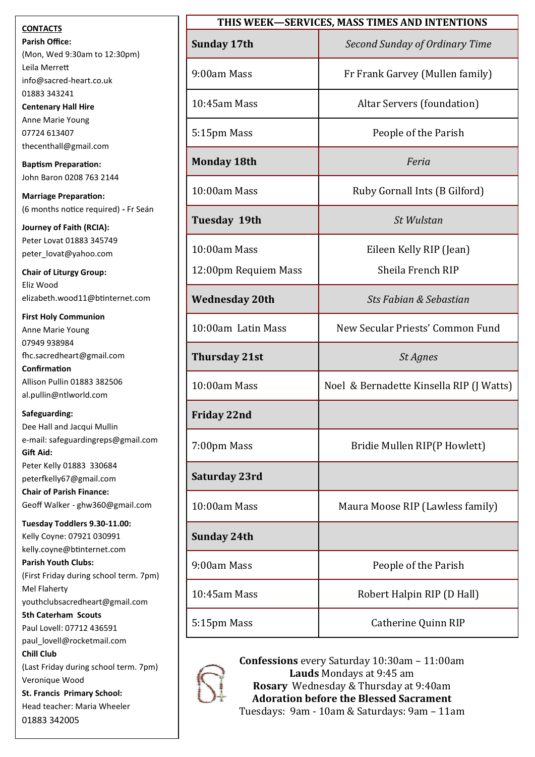## CONTACTS

**Parish Office:**
(Mon, Wed 9:30am to 12:30pm)
Leila Merrett
info@sacred-heart.co.uk
01883 343241

**Centenary Hall Hire**
Anne Marie Young
07724 613407
thecenthall@gmail.com

**Baptism Preparation:**
John Baron 0208 763 2144

**Marriage Preparation:**
(6 months notice required) **-** Fr Seán

**Journey of Faith (RCIA):**
Peter Lovat 01883 345749
peter_lovat@yahoo.com

**Chair of Liturgy Group:**
Eliz Wood
elizabeth.wood11@btinternet.com

**First Holy Communion**
Anne Marie Young
07949 938984
fhc.sacredheart@gmail.com

**Confirmation**
Allison Pullin 01883 382506
al.pullin@ntlworld.com

**Safeguarding:**
Dee Hall and Jacqui Mullin
e-mail: safeguardingreps@gmail.com

**Gift Aid:**
Peter Kelly 01883 330684
peterfkelly67@gmail.com

**Chair of Parish Finance:**
Geoff Walker - ghw360@gmail.com

**Tuesday Toddlers 9.30-11.00:**
Kelly Coyne: 07921 030991
kelly.coyne@btinternet.com

**Parish Youth Clubs:**
(First Friday during school term. 7pm)
Mel Flaherty
youthclubsacredheart@gmail.com

**5th Caterham Scouts**
Paul Lovell: 07712 436591
paul_lovell@rocketmail.com

**Chill Club**
(Last Friday during school term. 7pm)
Veronique Wood

**St. Francis Primary School:**
Head teacher: Maria Wheeler
01883 342005

## THIS WEEK—SERVICES, MASS TIMES AND INTENTIONS

| | |
|---|---|
| **Sunday 17th** | *Second Sunday of Ordinary Time* |
| 9:00am Mass | Fr Frank Garvey (Mullen family) |
| 10:45am Mass | Altar Servers (foundation) |
| 5:15pm Mass | People of the Parish |
| **Monday 18th** | *Feria* |
| 10:00am Mass | Ruby Gornall Ints (B Gilford) |
| **Tuesday 19th** | *St Wulstan* |
| 10:00am Mass<br>12:00pm Requiem Mass | Eileen Kelly RIP (Jean)<br>Sheila French RIP |
| **Wednesday 20th** | *Sts Fabian & Sebastian* |
| 10:00am Latin Mass | New Secular Priests' Common Fund |
| **Thursday 21st** | *St Agnes* |
| 10:00am Mass | Noel & Bernadette Kinsella RIP (J Watts) |
| **Friday 22nd** | |
| 7:00pm Mass | Bridie Mullen RIP(P Howlett) |
| **Saturday 23rd** | |
| 10:00am Mass | Maura Moose RIP (Lawless family) |
| **Sunday 24th** | |
| 9:00am Mass | People of the Parish |
| 10:45am Mass | Robert Halpin RIP (D Hall) |
| 5:15pm Mass | Catherine Quinn RIP |

**Confessions** every Saturday 10:30am – 11:00am
**Lauds** Mondays at 9:45 am
**Rosary** Wednesday & Thursday at 9:40am
**Adoration before the Blessed Sacrament**
Tuesdays: 9am - 10am & Saturdays: 9am – 11am